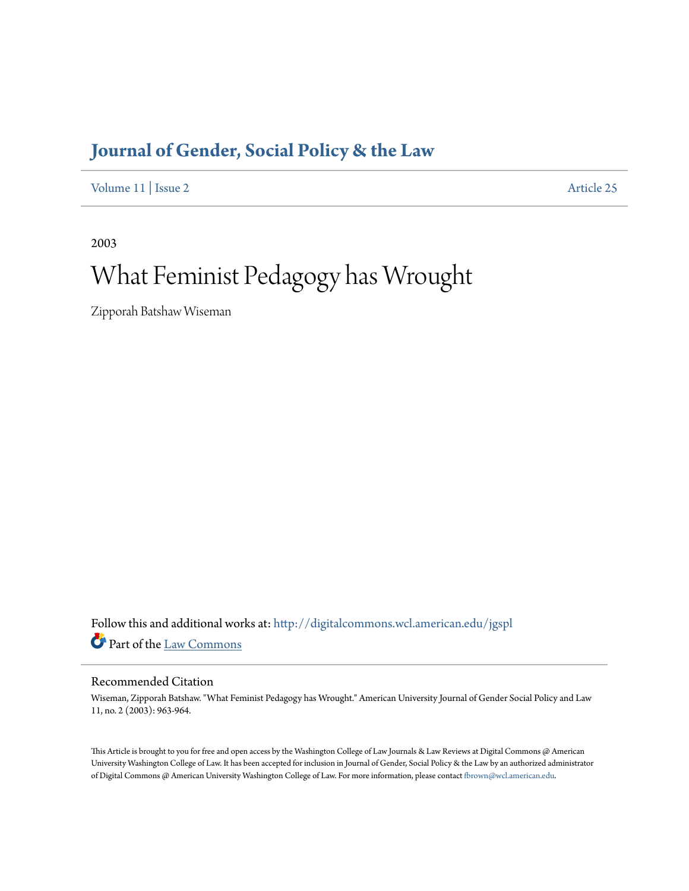# Journal of Gender, Social Policy & the Law

Volume 11 | Issue 2 — Article 25

2003

## What Feminist Pedagogy has Wrought

Zipporah Batshaw Wiseman

Follow this and additional works at: http://digitalcommons.wcl.american.edu/jgspl

Part of the Law Commons

### Recommended Citation

Wiseman, Zipporah Batshaw. "What Feminist Pedagogy has Wrought." American University Journal of Gender Social Policy and Law 11, no. 2 (2003): 963-964.

This Article is brought to you for free and open access by the Washington College of Law Journals & Law Reviews at Digital Commons @ American University Washington College of Law. It has been accepted for inclusion in Journal of Gender, Social Policy & the Law by an authorized administrator of Digital Commons @ American University Washington College of Law. For more information, please contact fbrown@wcl.american.edu.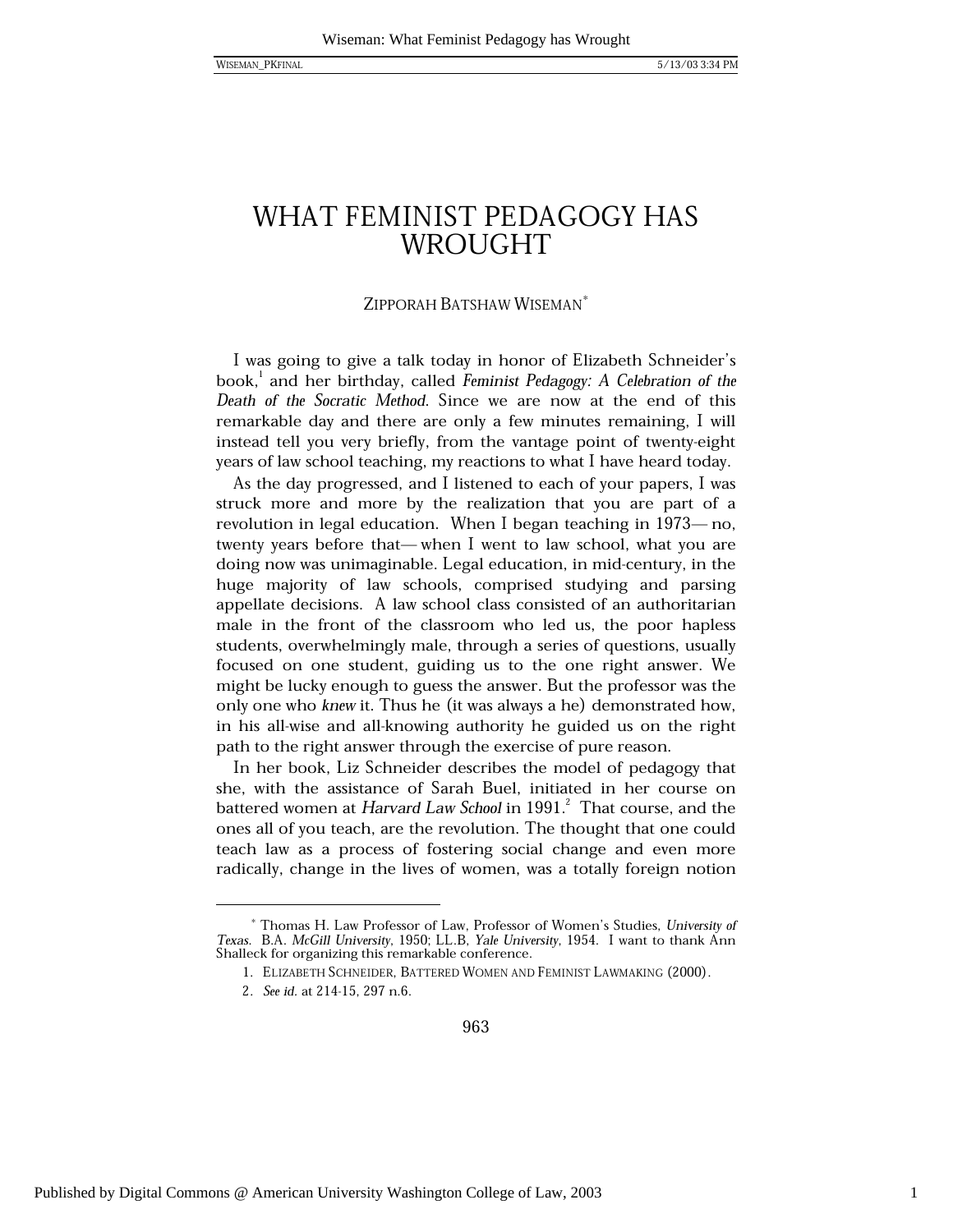# WHAT FEMINIST PEDAGOGY HAS WROUGHT

ZIPPORAH BATSHAW WISEMAN*

I was going to give a talk today in honor of Elizabeth Schneider's book,[1] and her birthday, called *Feminist Pedagogy: A Celebration of the Death of the Socratic Method*. Since we are now at the end of this remarkable day and there are only a few minutes remaining, I will instead tell you very briefly, from the vantage point of twenty-eight years of law school teaching, my reactions to what I have heard today.

As the day progressed, and I listened to each of your papers, I was struck more and more by the realization that you are part of a revolution in legal education. When I began teaching in 1973— no, twenty years before that— when I went to law school, what you are doing now was unimaginable. Legal education, in mid-century, in the huge majority of law schools, comprised studying and parsing appellate decisions. A law school class consisted of an authoritarian male in the front of the classroom who led us, the poor hapless students, overwhelmingly male, through a series of questions, usually focused on one student, guiding us to the one right answer. We might be lucky enough to guess the answer. But the professor was the only one who *knew* it. Thus he (it was always a he) demonstrated how, in his all-wise and all-knowing authority he guided us on the right path to the right answer through the exercise of pure reason.

In her book, Liz Schneider describes the model of pedagogy that she, with the assistance of Sarah Buel, initiated in her course on battered women at *Harvard Law School* in 1991.[2] That course, and the ones all of you teach, are the revolution. The thought that one could teach law as a process of fostering social change and even more radically, change in the lives of women, was a totally foreign notion

---

\* Thomas H. Law Professor of Law, Professor of Women's Studies, *University of Texas*. B.A. *McGill University*, 1950; LL.B, *Yale University*, 1954. I want to thank Ann Shalleck for organizing this remarkable conference.

1. ELIZABETH SCHNEIDER, BATTERED WOMEN AND FEMINIST LAWMAKING (2000).

2. *See id.* at 214-15, 297 n.6.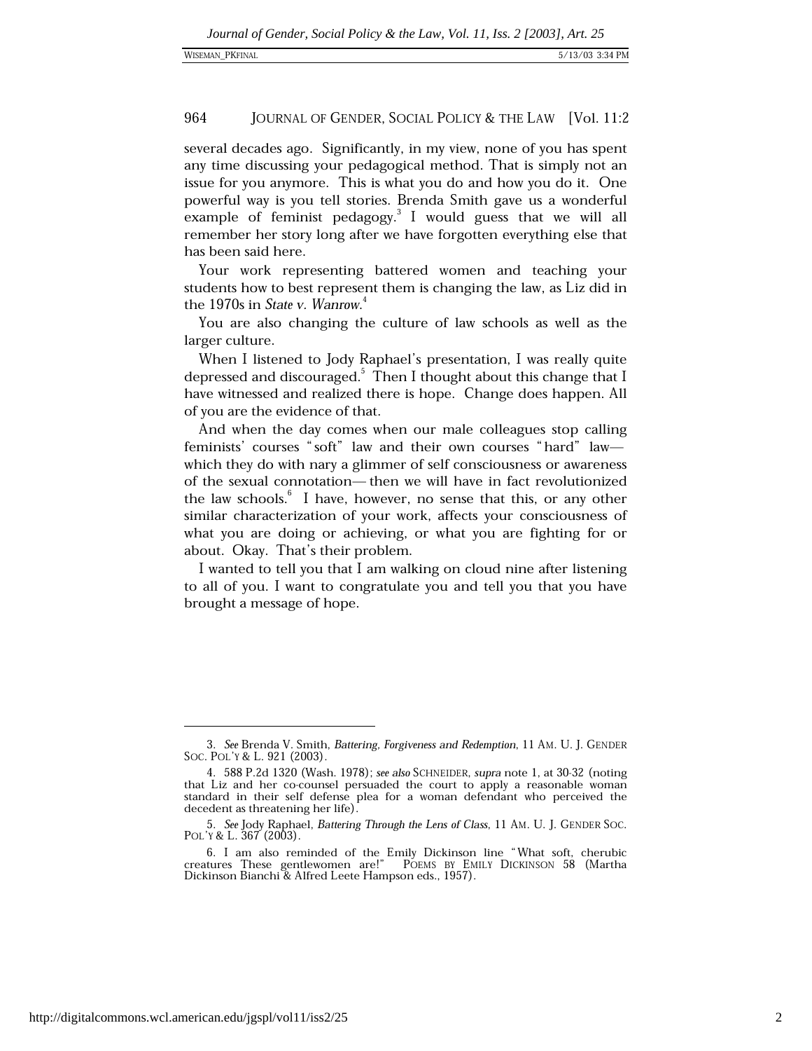several decades ago. Significantly, in my view, none of you has spent any time discussing your pedagogical method. That is simply not an issue for you anymore. This is what you do and how you do it. One powerful way is you tell stories. Brenda Smith gave us a wonderful example of feminist pedagogy.[3] I would guess that we will all remember her story long after we have forgotten everything else that has been said here.

Your work representing battered women and teaching your students how to best represent them is changing the law, as Liz did in the 1970s in *State v. Wanrow*.[4]

You are also changing the culture of law schools as well as the larger culture.

When I listened to Jody Raphael's presentation, I was really quite depressed and discouraged.[5] Then I thought about this change that I have witnessed and realized there is hope. Change does happen. All of you are the evidence of that.

And when the day comes when our male colleagues stop calling feminists' courses "soft" law and their own courses "hard" law—which they do with nary a glimmer of self consciousness or awareness of the sexual connotation—then we will have in fact revolutionized the law schools.[6] I have, however, no sense that this, or any other similar characterization of your work, affects your consciousness of what you are doing or achieving, or what you are fighting for or about. Okay. That's their problem.

I wanted to tell you that I am walking on cloud nine after listening to all of you. I want to congratulate you and tell you that you have brought a message of hope.

---

3. *See* Brenda V. Smith, *Battering, Forgiveness and Redemption*, 11 AM. U. J. GENDER SOC. POL'Y & L. 921 (2003).

4. 588 P.2d 1320 (Wash. 1978); *see also* SCHNEIDER, *supra* note 1, at 30-32 (noting that Liz and her co-counsel persuaded the court to apply a reasonable woman standard in their self defense plea for a woman defendant who perceived the decedent as threatening her life).

5. *See* Jody Raphael, *Battering Through the Lens of Class*, 11 AM. U. J. GENDER SOC. POL'Y & L. 367 (2003).

6. I am also reminded of the Emily Dickinson line "What soft, cherubic creatures These gentlewomen are!" POEMS BY EMILY DICKINSON 58 (Martha Dickinson Bianchi & Alfred Leete Hampson eds., 1957).